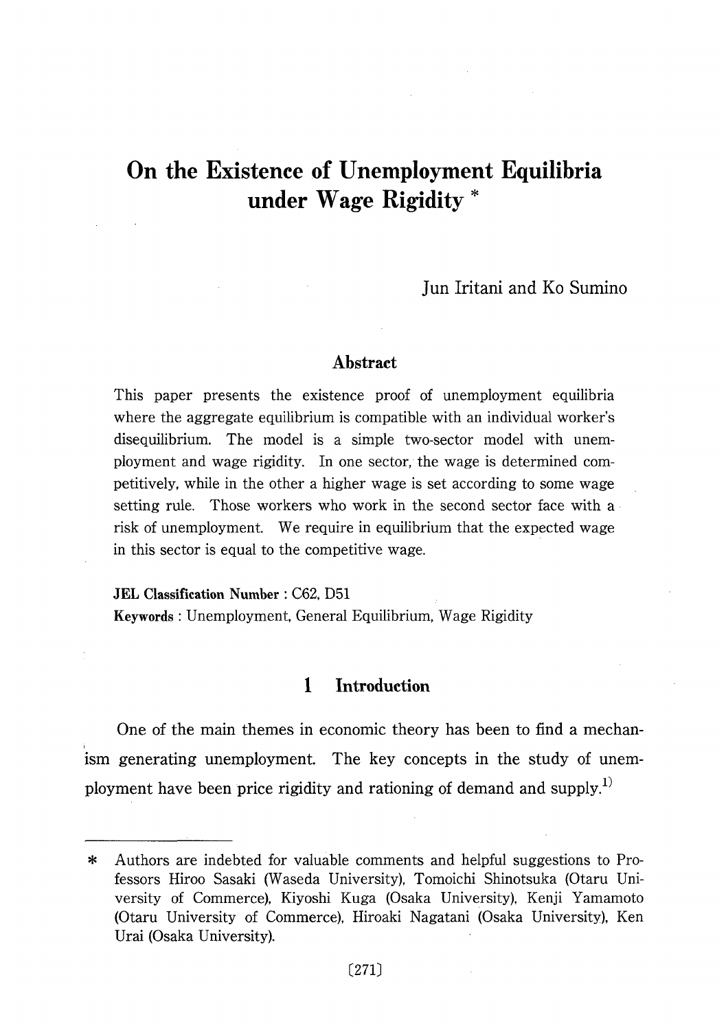# On the Existence of Unemployment Equilibria under Wage Rigidity *

Jun Iritani and Ko Sumino

## Abstract

This paper presents the existence proof of unemployment equilibria where the aggregate equilibrium is compatible with an individual worker's disequilibrium. The model is a simple two-sector model with unemployment and wage rigidity. In one sector, the wage is determined competitively, while in the other a higher wage is set according to some wage setting rule. Those workers who work in the second sector face with a risk of unemployment. We require in equilibrium that the expected wage in this sector is equal to the competitive wage.

**JEL Classification Number** : C62, D51

**Keywords** : Unemployment, General Equilibrium, Wage Rigidity

## 1 Introduction

One of the main themes in economic theory has been to find a mechanism generating unemployment. The key concepts in the study of unemployment have been price rigidity and rationing of demand and supply.[1)]

---

* Authors are indebted for valuable comments and helpful suggestions to Professors Hiroo Sasaki (Waseda University), Tomoichi Shinotsuka (Otaru University of Commerce), Kiyoshi Kuga (Osaka University), Kenji Yamamoto (Otaru University of Commerce), Hiroaki Nagatani (Osaka University), Ken Urai (Osaka University).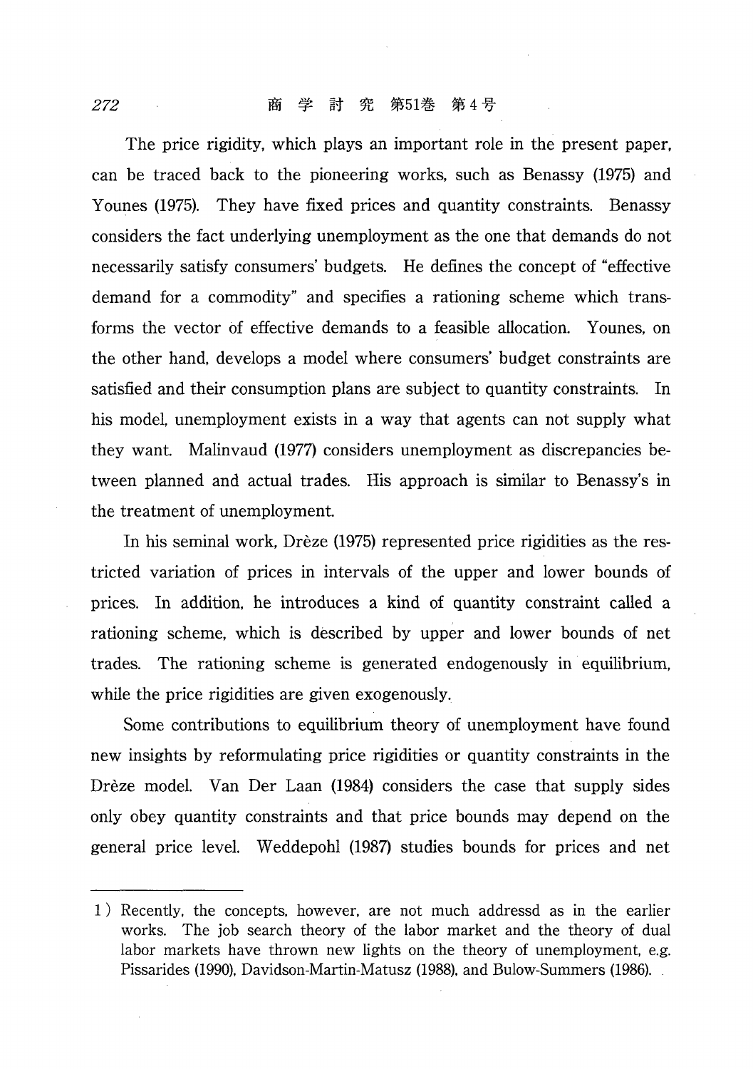The price rigidity, which plays an important role in the present paper, can be traced back to the pioneering works, such as Benassy (1975) and Younes (1975). They have fixed prices and quantity constraints. Benassy considers the fact underlying unemployment as the one that demands do not necessarily satisfy consumers' budgets. He defines the concept of "effective demand for a commodity" and specifies a rationing scheme which transforms the vector of effective demands to a feasible allocation. Younes, on the other hand, develops a model where consumers' budget constraints are satisfied and their consumption plans are subject to quantity constraints. In his model, unemployment exists in a way that agents can not supply what they want. Malinvaud (1977) considers unemployment as discrepancies between planned and actual trades. His approach is similar to Benassy's in the treatment of unemployment.

In his seminal work, Drèze (1975) represented price rigidities as the restricted variation of prices in intervals of the upper and lower bounds of prices. In addition, he introduces a kind of quantity constraint called a rationing scheme, which is described by upper and lower bounds of net trades. The rationing scheme is generated endogenously in equilibrium, while the price rigidities are given exogenously.

Some contributions to equilibrium theory of unemployment have found new insights by reformulating price rigidities or quantity constraints in the Drèze model. Van Der Laan (1984) considers the case that supply sides only obey quantity constraints and that price bounds may depend on the general price level. Weddepohl (1987) studies bounds for prices and net

---

1) Recently, the concepts, however, are not much addressd as in the earlier works. The job search theory of the labor market and the theory of dual labor markets have thrown new lights on the theory of unemployment, e.g. Pissarides (1990), Davidson-Martin-Matusz (1988), and Bulow-Summers (1986).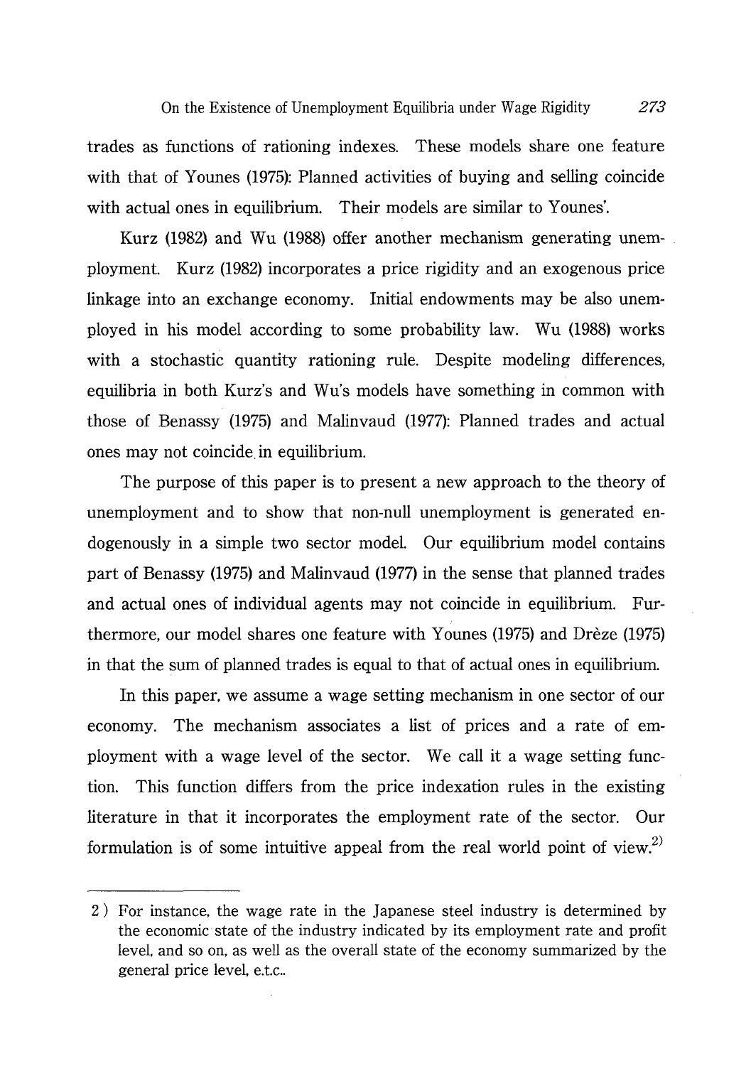trades as functions of rationing indexes. These models share one feature with that of Younes (1975): Planned activities of buying and selling coincide with actual ones in equilibrium. Their models are similar to Younes'.

Kurz (1982) and Wu (1988) offer another mechanism generating unemployment. Kurz (1982) incorporates a price rigidity and an exogenous price linkage into an exchange economy. Initial endowments may be also unemployed in his model according to some probability law. Wu (1988) works with a stochastic quantity rationing rule. Despite modeling differences, equilibria in both Kurz's and Wu's models have something in common with those of Benassy (1975) and Malinvaud (1977): Planned trades and actual ones may not coincide in equilibrium.

The purpose of this paper is to present a new approach to the theory of unemployment and to show that non-null unemployment is generated endogenously in a simple two sector model. Our equilibrium model contains part of Benassy (1975) and Malinvaud (1977) in the sense that planned trades and actual ones of individual agents may not coincide in equilibrium. Furthermore, our model shares one feature with Younes (1975) and Drèze (1975) in that the sum of planned trades is equal to that of actual ones in equilibrium.

In this paper, we assume a wage setting mechanism in one sector of our economy. The mechanism associates a list of prices and a rate of employment with a wage level of the sector. We call it a wage setting function. This function differs from the price indexation rules in the existing literature in that it incorporates the employment rate of the sector. Our formulation is of some intuitive appeal from the real world point of view.[2)]

---

2) For instance, the wage rate in the Japanese steel industry is determined by the economic state of the industry indicated by its employment rate and profit level, and so on, as well as the overall state of the economy summarized by the general price level, e.t.c..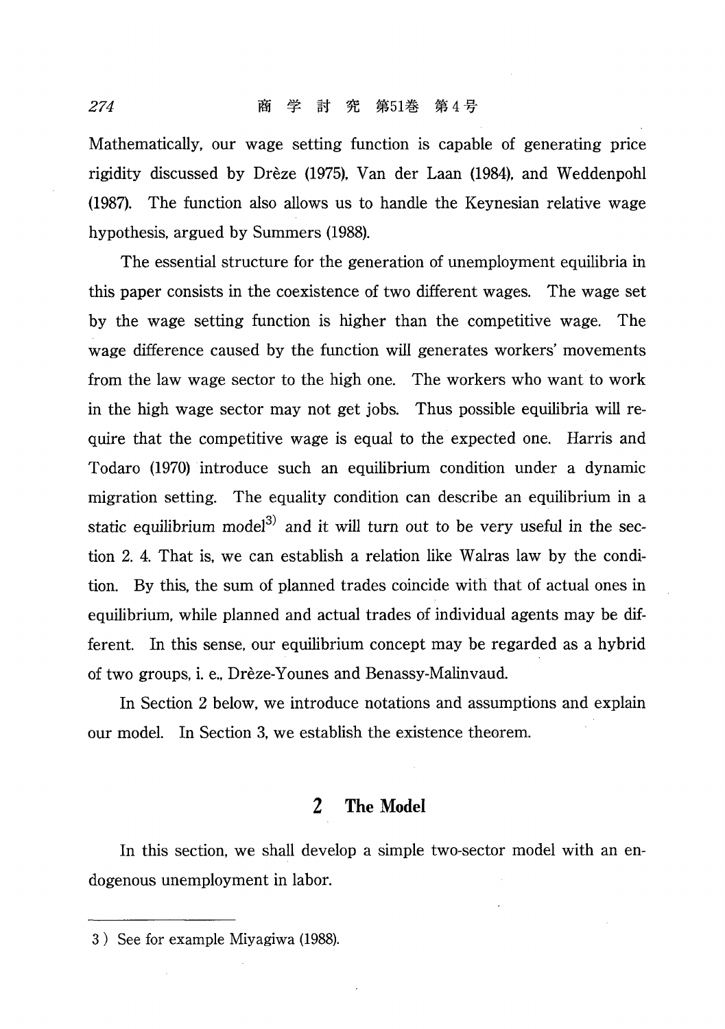Mathematically, our wage setting function is capable of generating price rigidity discussed by Drèze (1975), Van der Laan (1984), and Weddenpohl (1987). The function also allows us to handle the Keynesian relative wage hypothesis, argued by Summers (1988).

The essential structure for the generation of unemployment equilibria in this paper consists in the coexistence of two different wages. The wage set by the wage setting function is higher than the competitive wage. The wage difference caused by the function will generates workers' movements from the law wage sector to the high one. The workers who want to work in the high wage sector may not get jobs. Thus possible equilibria will require that the competitive wage is equal to the expected one. Harris and Todaro (1970) introduce such an equilibrium condition under a dynamic migration setting. The equality condition can describe an equilibrium in a static equilibrium model[3] and it will turn out to be very useful in the section 2. 4. That is, we can establish a relation like Walras law by the condition. By this, the sum of planned trades coincide with that of actual ones in equilibrium, while planned and actual trades of individual agents may be different. In this sense, our equilibrium concept may be regarded as a hybrid of two groups, i. e., Drèze-Younes and Benassy-Malinvaud.

In Section 2 below, we introduce notations and assumptions and explain our model. In Section 3, we establish the existence theorem.

## 2 The Model

In this section, we shall develop a simple two-sector model with an endogenous unemployment in labor.

3) See for example Miyagiwa (1988).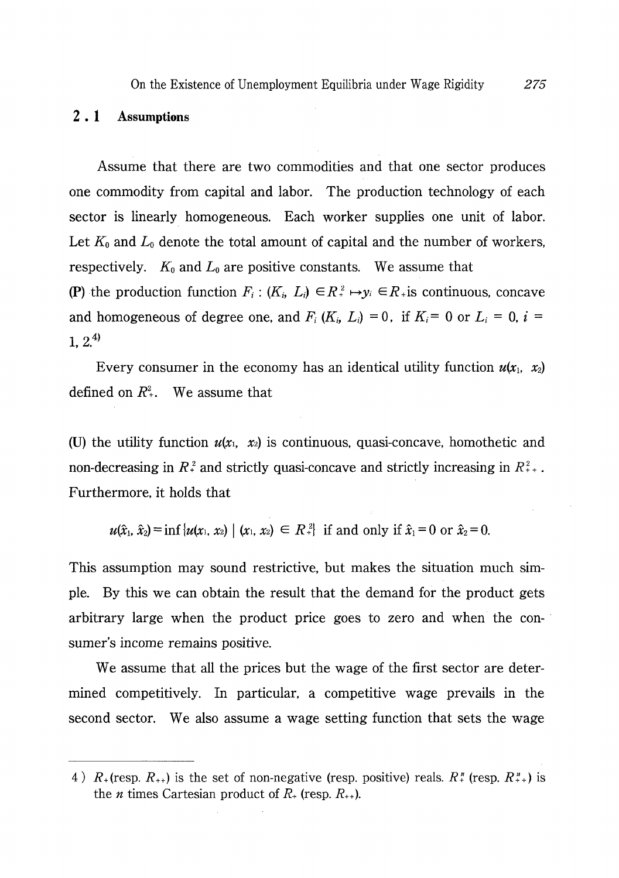## 2.1 Assumptions

Assume that there are two commodities and that one sector produces one commodity from capital and labor. The production technology of each sector is linearly homogeneous. Each worker supplies one unit of labor. Let $K_0$ and $L_0$ denote the total amount of capital and the number of workers, respectively. $K_0$ and $L_0$ are positive constants. We assume that

**(P)** the production function $F_i : (K_i, L_i) \in R_+^2 \mapsto y_i \in R_+$ is continuous, concave and homogeneous of degree one, and $F_i(K_i, L_i) = 0$, if $K_i = 0$ or $L_i = 0$, $i = 1, 2$.[4]

Every consumer in the economy has an identical utility function $u(x_1, x_2)$ defined on $R_+^2$. We assume that

**(U)** the utility function $u(x_1, x_2)$ is continuous, quasi-concave, homothetic and non-decreasing in $R_+^2$ and strictly quasi-concave and strictly increasing in $R_{++}^2$. Furthermore, it holds that

$$u(\hat{x}_1, \hat{x}_2) = \inf\{u(x_1, x_2) \mid (x_1, x_2) \in R_+^2\} \text{ if and only if } \hat{x}_1 = 0 \text{ or } \hat{x}_2 = 0.$$

This assumption may sound restrictive, but makes the situation much simple. By this we can obtain the result that the demand for the product gets arbitrary large when the product price goes to zero and when the consumer's income remains positive.

We assume that all the prices but the wage of the first sector are determined competitively. In particular, a competitive wage prevails in the second sector. We also assume a wage setting function that sets the wage

---

4) $R_+$ (resp. $R_{++}$) is the set of non-negative (resp. positive) reals. $R_+^n$ (resp. $R_{++}^n$) is the $n$ times Cartesian product of $R_+$ (resp. $R_{++}$).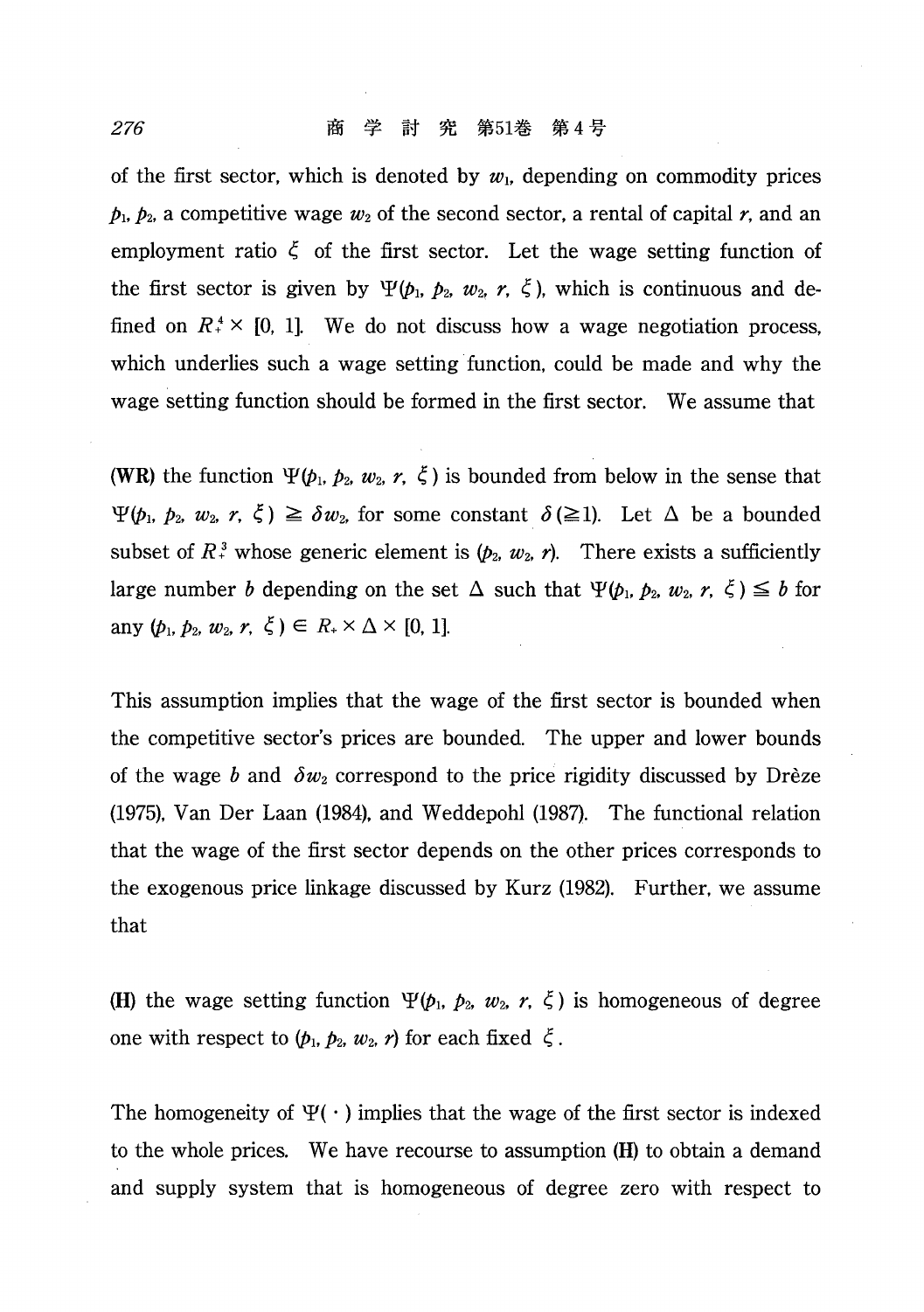of the first sector, which is denoted by $w_1$, depending on commodity prices $p_1$, $p_2$, a competitive wage $w_2$ of the second sector, a rental of capital $r$, and an employment ratio $\xi$ of the first sector. Let the wage setting function of the first sector is given by $\Psi(p_1, p_2, w_2, r, \xi)$, which is continuous and defined on $R^4_+ \times [0, 1]$. We do not discuss how a wage negotiation process, which underlies such a wage setting function, could be made and why the wage setting function should be formed in the first sector. We assume that

**(WR)** the function $\Psi(p_1, p_2, w_2, r, \xi)$ is bounded from below in the sense that $\Psi(p_1, p_2, w_2, r, \xi) \geqq \delta w_2$, for some constant $\delta (\geqq 1)$. Let $\Delta$ be a bounded subset of $R^3_+$ whose generic element is $(p_2, w_2, r)$. There exists a sufficiently large number $b$ depending on the set $\Delta$ such that $\Psi(p_1, p_2, w_2, r, \xi) \leqq b$ for any $(p_1, p_2, w_2, r, \xi) \in R_+ \times \Delta \times [0, 1]$.

This assumption implies that the wage of the first sector is bounded when the competitive sector's prices are bounded. The upper and lower bounds of the wage $b$ and $\delta w_2$ correspond to the price rigidity discussed by Drèze (1975), Van Der Laan (1984), and Weddepohl (1987). The functional relation that the wage of the first sector depends on the other prices corresponds to the exogenous price linkage discussed by Kurz (1982). Further, we assume that

**(H)** the wage setting function $\Psi(p_1, p_2, w_2, r, \xi)$ is homogeneous of degree one with respect to $(p_1, p_2, w_2, r)$ for each fixed $\xi$.

The homogeneity of $\Psi(\cdot)$ implies that the wage of the first sector is indexed to the whole prices. We have recourse to assumption **(H)** to obtain a demand and supply system that is homogeneous of degree zero with respect to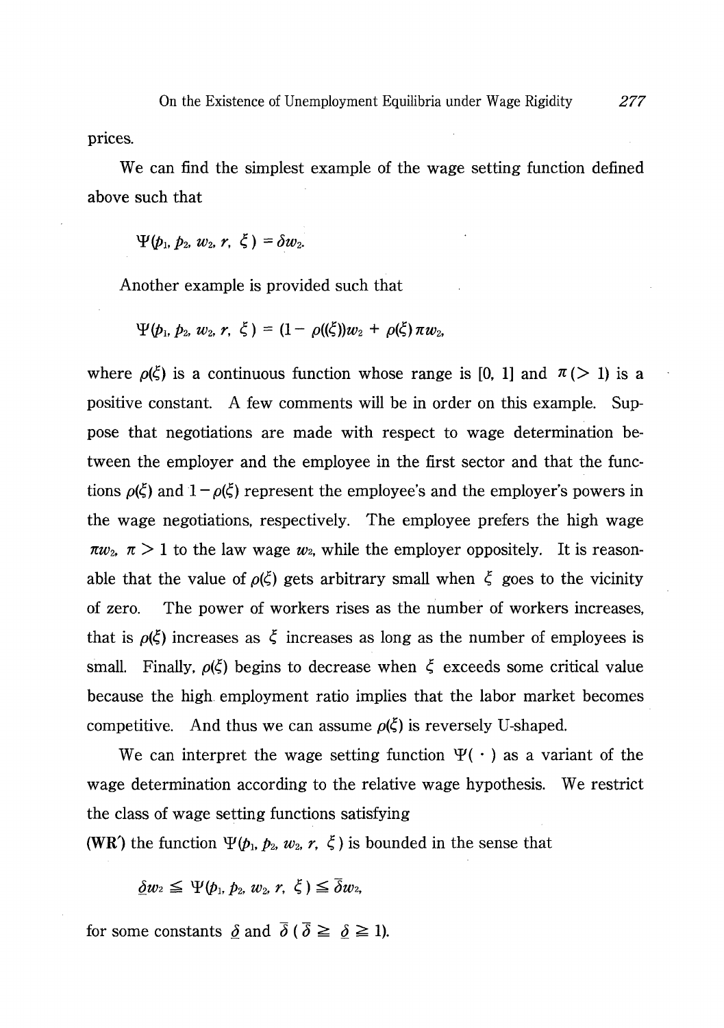prices.

We can find the simplest example of the wage setting function defined above such that

$$\Psi(p_1, p_2, w_2, r, \xi) = \delta w_2.$$

Another example is provided such that

$$\Psi(p_1, p_2, w_2, r, \xi) = (1 - \rho((\xi))w_2 + \rho(\xi)\pi w_2,$$

where $\rho(\xi)$ is a continuous function whose range is [0, 1] and $\pi (> 1)$ is a positive constant. A few comments will be in order on this example. Suppose that negotiations are made with respect to wage determination between the employer and the employee in the first sector and that the functions $\rho(\xi)$ and $1 - \rho(\xi)$ represent the employee's and the employer's powers in the wage negotiations, respectively. The employee prefers the high wage $\pi w_2$, $\pi > 1$ to the law wage $w_2$, while the employer oppositely. It is reasonable that the value of $\rho(\xi)$ gets arbitrary small when $\xi$ goes to the vicinity of zero. The power of workers rises as the number of workers increases, that is $\rho(\xi)$ increases as $\xi$ increases as long as the number of employees is small. Finally, $\rho(\xi)$ begins to decrease when $\xi$ exceeds some critical value because the high employment ratio implies that the labor market becomes competitive. And thus we can assume $\rho(\xi)$ is reversely U-shaped.

We can interpret the wage setting function $\Psi(\cdot)$ as a variant of the wage determination according to the relative wage hypothesis. We restrict the class of wage setting functions satisfying

**(WR′)** the function $\Psi(p_1, p_2, w_2, r, \xi)$ is bounded in the sense that

$$\underline{\delta} w_2 \leqq \Psi(p_1, p_2, w_2, r, \xi) \leqq \overline{\delta} w_2,$$

for some constants $\underline{\delta}$ and $\overline{\delta}$ ($\overline{\delta} \geqq \underline{\delta} \geqq 1$).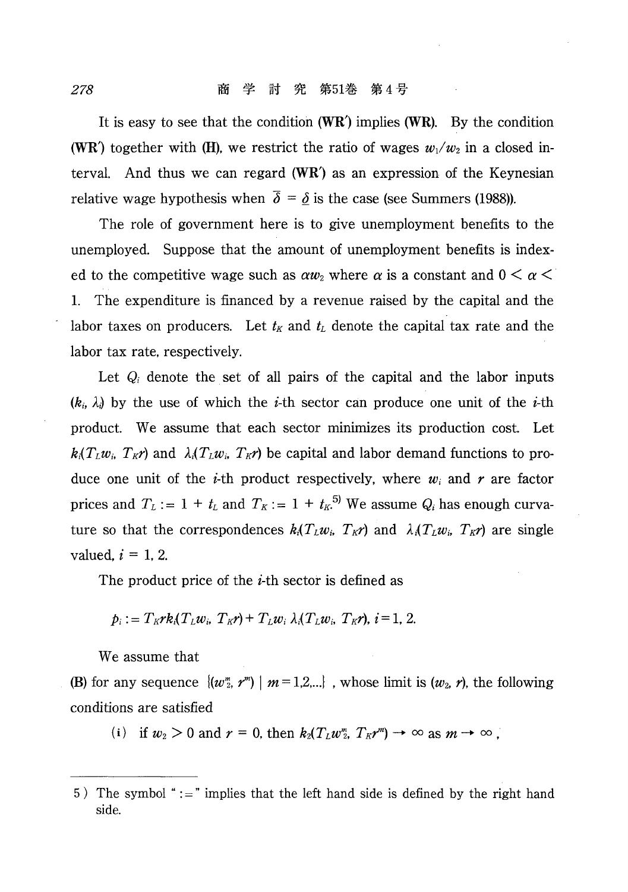It is easy to see that the condition **(WR′)** implies **(WR)**. By the condition **(WR′)** together with **(H)**, we restrict the ratio of wages $w_1/w_2$ in a closed interval. And thus we can regard **(WR′)** as an expression of the Keynesian relative wage hypothesis when $\overline{\delta} = \underline{\delta}$ is the case (see Summers (1988)).

The role of government here is to give unemployment benefits to the unemployed. Suppose that the amount of unemployment benefits is indexed to the competitive wage such as $\alpha w_2$ where $\alpha$ is a constant and $0 < \alpha < 1$. The expenditure is financed by a revenue raised by the capital and the labor taxes on producers. Let $t_K$ and $t_L$ denote the capital tax rate and the labor tax rate, respectively.

Let $Q_i$ denote the set of all pairs of the capital and the labor inputs $(k_i, \lambda_i)$ by the use of which the $i$-th sector can produce one unit of the $i$-th product. We assume that each sector minimizes its production cost. Let $k_i(T_L w_i, T_K r)$ and $\lambda_i(T_L w_i, T_K r)$ be capital and labor demand functions to produce one unit of the $i$-th product respectively, where $w_i$ and $r$ are factor prices and $T_L := 1 + t_L$ and $T_K := 1 + t_K$.[5] We assume $Q_i$ has enough curvature so that the correspondences $k_i(T_L w_i, T_K r)$ and $\lambda_i(T_L w_i, T_K r)$ are single valued, $i = 1, 2$.

The product price of the $i$-th sector is defined as

$$p_i := T_K r k_i(T_L w_i, T_K r) + T_L w_i \lambda_i(T_L w_i, T_K r), \; i = 1, 2.$$

We assume that

**(B)** for any sequence $\{(w_2^m, r^m) \mid m = 1, 2, \ldots\}$, whose limit is $(w_2, r)$, the following conditions are satisfied

(i) if $w_2 > 0$ and $r = 0$, then $k_2(T_L w_2^m, T_K r^m) \to \infty$ as $m \to \infty$,

---

5) The symbol ":=" implies that the left hand side is defined by the right hand side.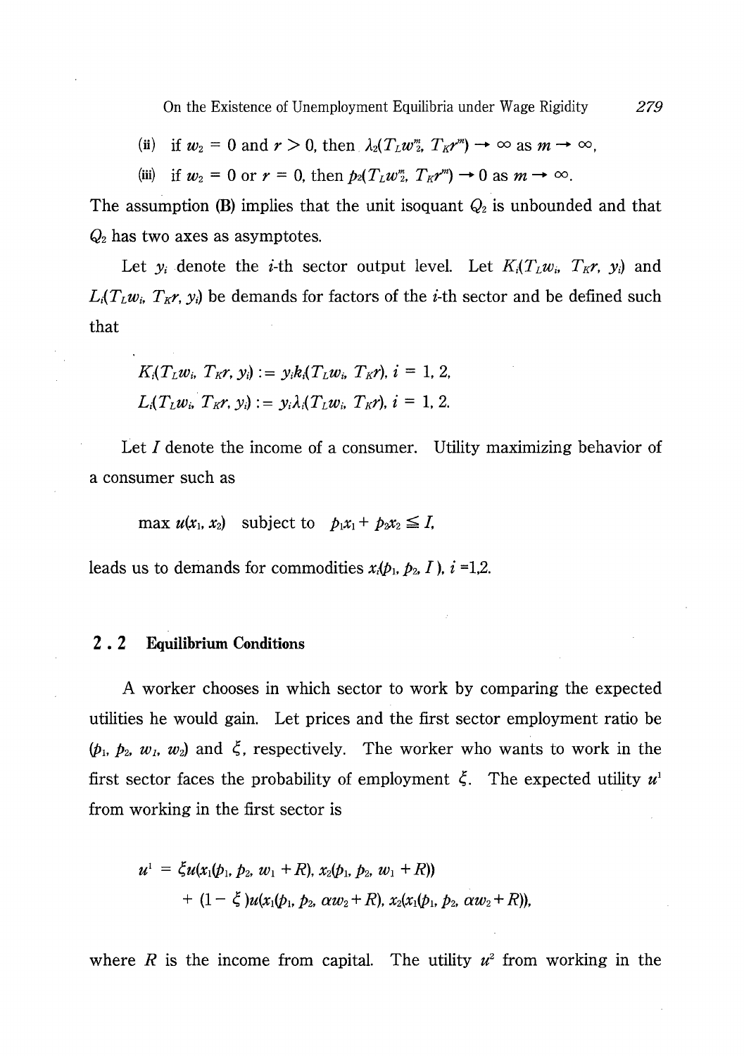(ii) if $w_2 = 0$ and $r > 0$, then $\lambda_2(T_L w_2^m, T_K r^m) \to \infty$ as $m \to \infty$,

(iii) if $w_2 = 0$ or $r = 0$, then $p_2(T_L w_2^m, T_K r^m) \to 0$ as $m \to \infty$.

The assumption (B) implies that the unit isoquant $Q_2$ is unbounded and that $Q_2$ has two axes as asymptotes.

Let $y_i$ denote the $i$-th sector output level. Let $K_i(T_L w_i, T_K r, y_i)$ and $L_i(T_L w_i, T_K r, y_i)$ be demands for factors of the $i$-th sector and be defined such that

$$K_i(T_L w_i, T_K r, y_i) := y_i k_i(T_L w_i, T_K r),\ i = 1, 2,$$

$$L_i(T_L w_i, T_K r, y_i) := y_i \lambda_i(T_L w_i, T_K r),\ i = 1, 2.$$

Let $I$ denote the income of a consumer. Utility maximizing behavior of a consumer such as

$$\max u(x_1, x_2) \quad \text{subject to} \quad p_1 x_1 + p_2 x_2 \leqq I,$$

leads us to demands for commodities $x_i(p_1, p_2, I)$, $i = 1,2$.

## 2.2 Equilibrium Conditions

A worker chooses in which sector to work by comparing the expected utilities he would gain. Let prices and the first sector employment ratio be $(p_1, p_2, w_1, w_2)$ and $\xi$, respectively. The worker who wants to work in the first sector faces the probability of employment $\xi$. The expected utility $u^1$ from working in the first sector is

$$\begin{aligned} u^1 = &\ \xi u(x_1(p_1, p_2, w_1 + R), x_2(p_1, p_2, w_1 + R)) \\ &+ (1 - \xi) u(x_1(p_1, p_2, \alpha w_2 + R), x_2(x_1(p_1, p_2, \alpha w_2 + R)), \end{aligned}$$

where $R$ is the income from capital. The utility $u^2$ from working in the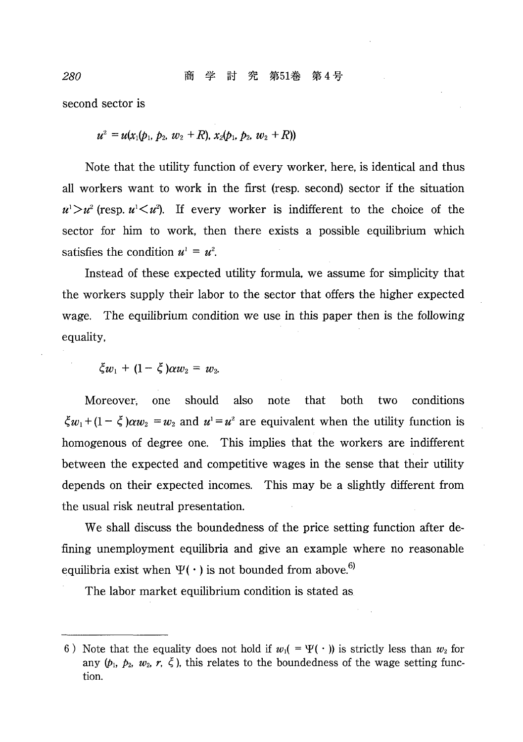second sector is

$$u^2 = u(x_1(p_1, p_2, w_2 + R), x_2(p_1, p_2, w_2 + R))$$

Note that the utility function of every worker, here, is identical and thus all workers want to work in the first (resp. second) sector if the situation $u^1 > u^2$ (resp. $u^1 < u^2$). If every worker is indifferent to the choice of the sector for him to work, then there exists a possible equilibrium which satisfies the condition $u^1 = u^2$.

Instead of these expected utility formula, we assume for simplicity that the workers supply their labor to the sector that offers the higher expected wage. The equilibrium condition we use in this paper then is the following equality,

$$\xi w_1 + (1 - \xi)\alpha w_2 = w_2.$$

Moreover, one should also note that both two conditions $\xi w_1 + (1 - \xi)\alpha w_2 = w_2$ and $u^1 = u^2$ are equivalent when the utility function is homogenous of degree one. This implies that the workers are indifferent between the expected and competitive wages in the sense that their utility depends on their expected incomes. This may be a slightly different from the usual risk neutral presentation.

We shall discuss the boundedness of the price setting function after defining unemployment equilibria and give an example where no reasonable equilibria exist when $\Psi(\cdot)$ is not bounded from above.[6]

The labor market equilibrium condition is stated as

---

6) Note that the equality does not hold if $w_1 (= \Psi(\cdot))$ is strictly less than $w_2$ for any $(p_1, p_2, w_2, r, \xi)$, this relates to the boundedness of the wage setting function.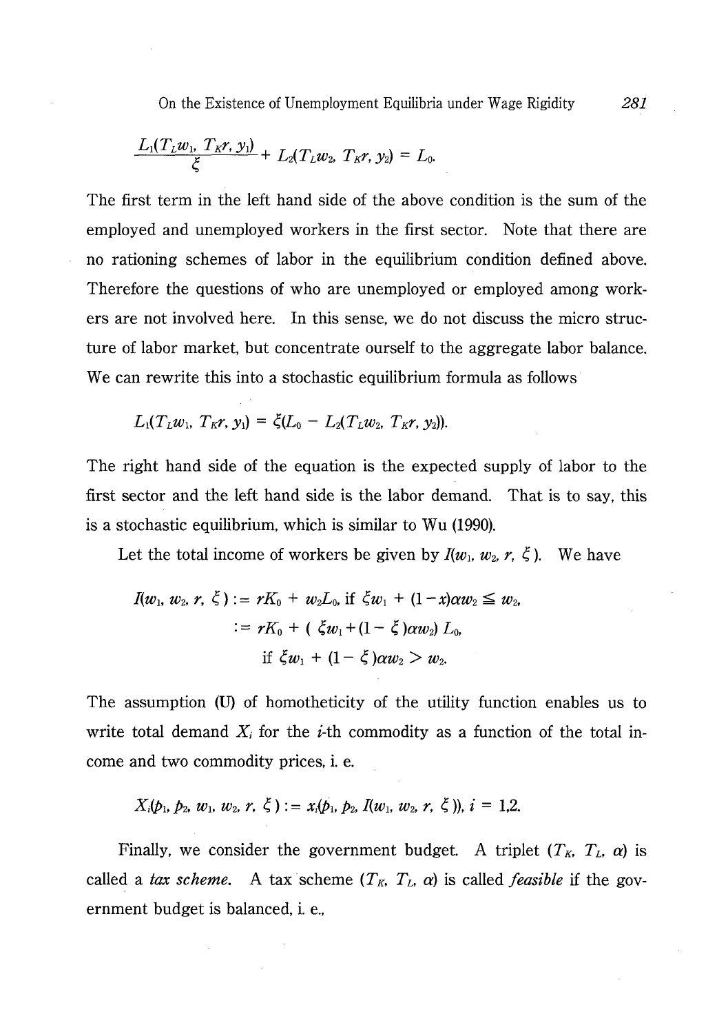$$\frac{L_1(T_L w_1, T_K r, y_1)}{\xi} + L_2(T_L w_2, T_K r, y_2) = L_0.$$

The first term in the left hand side of the above condition is the sum of the employed and unemployed workers in the first sector. Note that there are no rationing schemes of labor in the equilibrium condition defined above. Therefore the questions of who are unemployed or employed among workers are not involved here. In this sense, we do not discuss the micro structure of labor market, but concentrate ourself to the aggregate labor balance. We can rewrite this into a stochastic equilibrium formula as follows

$$L_1(T_L w_1, T_K r, y_1) = \xi(L_0 - L_2(T_L w_2, T_K r, y_2)).$$

The right hand side of the equation is the expected supply of labor to the first sector and the left hand side is the labor demand. That is to say, this is a stochastic equilibrium, which is similar to Wu (1990).

Let the total income of workers be given by $I(w_1, w_2, r, \xi)$. We have

$$\begin{aligned} I(w_1, w_2, r, \xi) &:= rK_0 + w_2 L_0, \text{ if } \xi w_1 + (1-x)\alpha w_2 \leqq w_2, \\ &:= rK_0 + (\xi w_1 + (1-\xi)\alpha w_2) L_0, \\ &\quad \text{if } \xi w_1 + (1-\xi)\alpha w_2 > w_2. \end{aligned}$$

The assumption (U) of homotheticity of the utility function enables us to write total demand $X_i$ for the $i$-th commodity as a function of the total income and two commodity prices, i. e.

$$X_i(p_1, p_2, w_1, w_2, r, \xi) := x_i(p_1, p_2, I(w_1, w_2, r, \xi)), \; i = 1,2.$$

Finally, we consider the government budget. A triplet $(T_K, T_L, \alpha)$ is called a *tax scheme*. A tax scheme $(T_K, T_L, \alpha)$ is called *feasible* if the government budget is balanced, i. e.,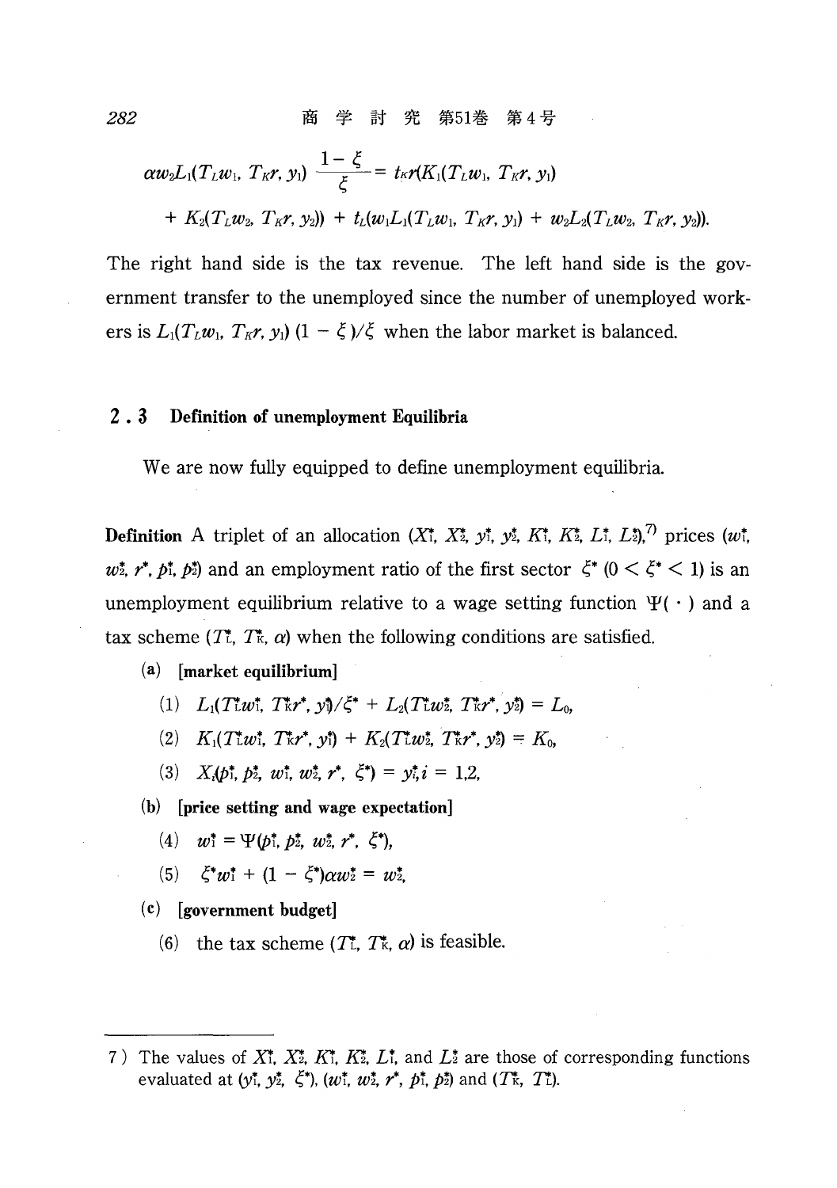$$\alpha w_2 L_1(T_L w_1, T_K r, y_1) \frac{1-\xi}{\xi} = t_K r(K_1(T_L w_1, T_K r, y_1)$$

$$+ K_2(T_L w_2, T_K r, y_2)) + t_L(w_1 L_1(T_L w_1, T_K r, y_1) + w_2 L_2(T_L w_2, T_K r, y_2)).$$

The right hand side is the tax revenue. The left hand side is the government transfer to the unemployed since the number of unemployed workers is $L_1(T_L w_1, T_K r, y_1)(1-\xi)/\xi$ when the labor market is balanced.

## 2.3 Definition of unemployment Equilibria

We are now fully equipped to define unemployment equilibria.

**Definition** A triplet of an allocation $(X_1^*, X_2^*, y_1^*, y_2^*, K_1^*, K_2^*, L_1^*, L_2^*)$,[7] prices $(w_1^*, w_2^*, r^*, p_1^*, p_2^*)$ and an employment ratio of the first sector $\xi^*$ $(0 < \xi^* < 1)$ is an unemployment equilibrium relative to a wage setting function $\Psi(\cdot)$ and a tax scheme $(T_L^*, T_K^*, \alpha)$ when the following conditions are satisfied.

(a) **[market equilibrium]**

(1) $L_1(T_L^* w_1^*, T_K^* r^*, y_1^*)/\xi^* + L_2(T_L^* w_2^*, T_K^* r^*, y_2^*) = L_0,$

(2) $K_1(T_L^* w_1^*, T_K^* r^*, y_1^*) + K_2(T_L^* w_2^*, T_K^* r^*, y_2^*) = K_0,$

(3) $X_i(p_1^*, p_2^*, w_1^*, w_2^*, r^*, \xi^*) = y_i^*, i = 1,2,$

(b) **[price setting and wage expectation]**

(4) $w_1^* = \Psi(p_1^*, p_2^*, w_2^*, r^*, \xi^*),$

(5) $\xi^* w_1^* + (1-\xi^*)\alpha w_2^* = w_2^*,$

(c) **[government budget]**

(6) the tax scheme $(T_L^*, T_K^*, \alpha)$ is feasible.

---

7) The values of $X_1^*$, $X_2^*$, $K_1^*$, $K_2^*$, $L_1^*$, and $L_2^*$ are those of corresponding functions evaluated at $(y_1^*, y_2^*, \xi^*)$, $(w_1^*, w_2^*, r^*, p_1^*, p_2^*)$ and $(T_K^*, T_L^*)$.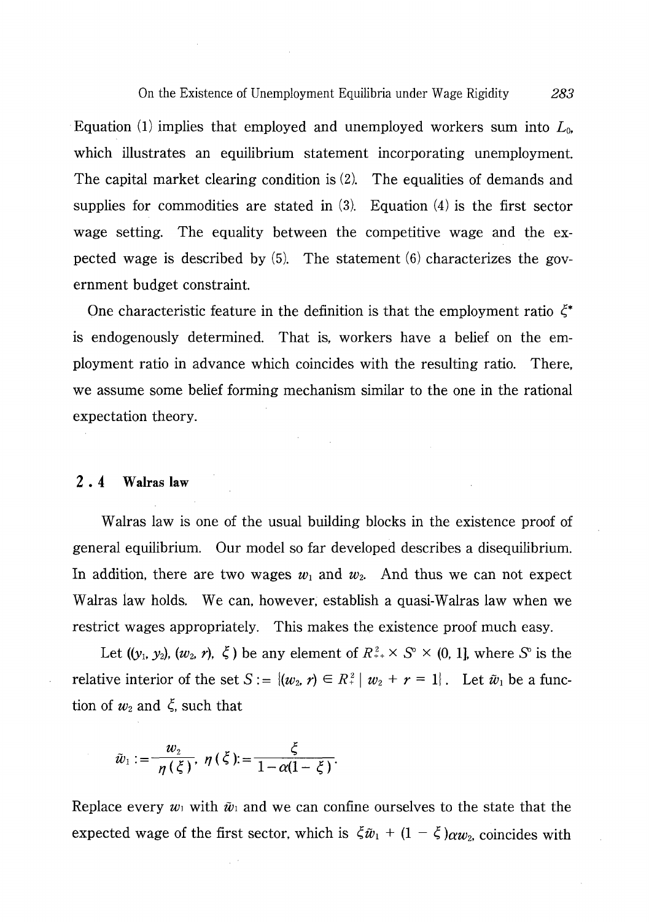Equation (1) implies that employed and unemployed workers sum into $L_0$, which illustrates an equilibrium statement incorporating unemployment. The capital market clearing condition is (2). The equalities of demands and supplies for commodities are stated in (3). Equation (4) is the first sector wage setting. The equality between the competitive wage and the expected wage is described by (5). The statement (6) characterizes the government budget constraint.

One characteristic feature in the definition is that the employment ratio $\xi^*$ is endogenously determined. That is, workers have a belief on the employment ratio in advance which coincides with the resulting ratio. There, we assume some belief forming mechanism similar to the one in the rational expectation theory.

## 2.4 Walras law

Walras law is one of the usual building blocks in the existence proof of general equilibrium. Our model so far developed describes a disequilibrium. In addition, there are two wages $w_1$ and $w_2$. And thus we can not expect Walras law holds. We can, however, establish a quasi-Walras law when we restrict wages appropriately. This makes the existence proof much easy.

Let $((y_1, y_2), (w_2, r), \xi)$ be any element of $R^2_{++} \times S^0 \times (0, 1]$, where $S^0$ is the relative interior of the set $S := \{(w_2, r) \in R^2_+ \mid w_2 + r = 1\}$. Let $\tilde{w}_1$ be a function of $w_2$ and $\xi$, such that

$$\tilde{w}_1 := \frac{w_2}{\eta(\xi)}, \ \eta(\xi) := \frac{\xi}{1 - \alpha(1 - \xi)}.$$

Replace every $w_1$ with $\tilde{w}_1$ and we can confine ourselves to the state that the expected wage of the first sector, which is $\xi\tilde{w}_1 + (1 - \xi)\alpha w_2$, coincides with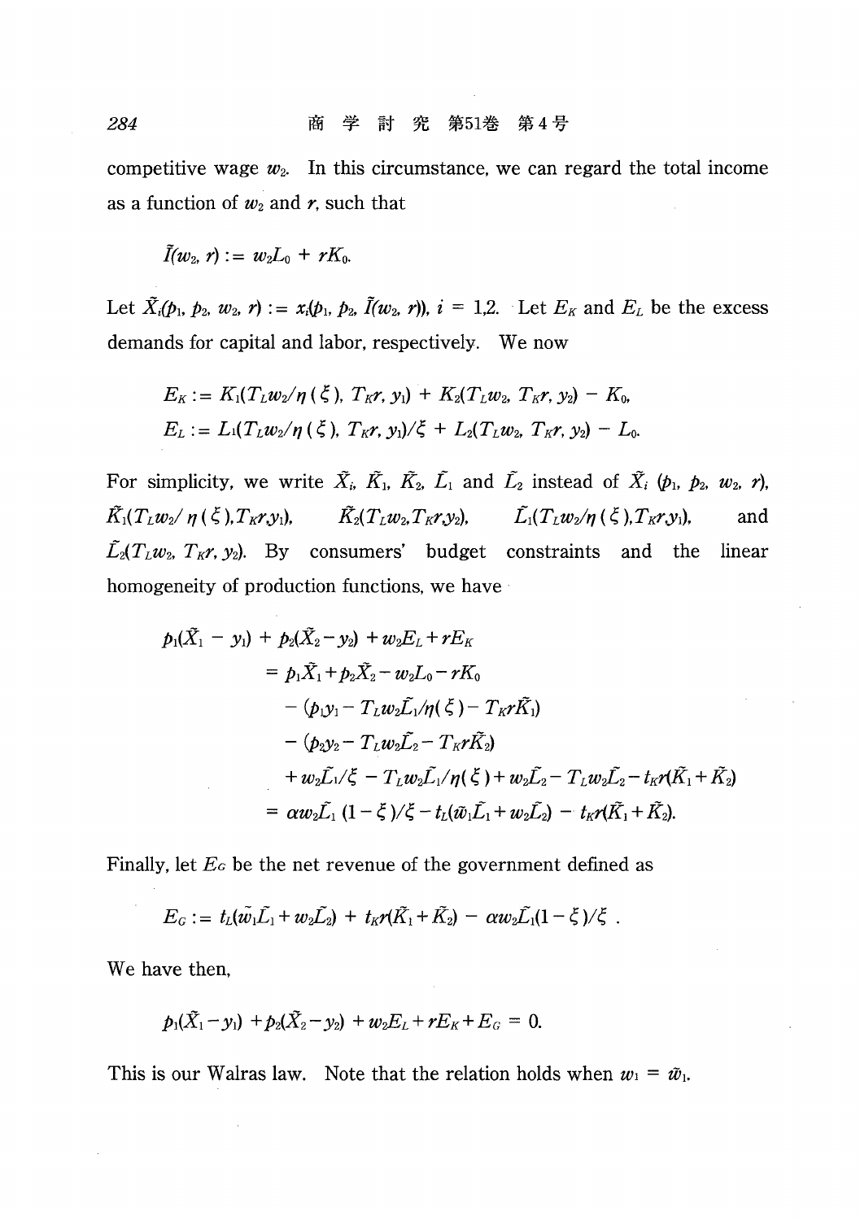competitive wage $w_2$. In this circumstance, we can regard the total income as a function of $w_2$ and $r$, such that

$$\tilde{I}(w_2, r) := w_2 L_0 + r K_0.$$

Let $\tilde{X}_i(p_1, p_2, w_2, r) := x_i(p_1, p_2, \tilde{I}(w_2, r))$, $i = 1,2$. Let $E_K$ and $E_L$ be the excess demands for capital and labor, respectively. We now

$$E_K := K_1(T_L w_2/\eta(\xi), T_K r, y_1) + K_2(T_L w_2, T_K r, y_2) - K_0,$$
$$E_L := L_1(T_L w_2/\eta(\xi), T_K r, y_1)/\xi + L_2(T_L w_2, T_K r, y_2) - L_0.$$

For simplicity, we write $\tilde{X}_i$, $\tilde{K}_1$, $\tilde{K}_2$, $\tilde{L}_1$ and $\tilde{L}_2$ instead of $\tilde{X}_i(p_1, p_2, w_2, r)$, $\tilde{K}_1(T_L w_2/\eta(\xi), T_K r, y_1)$, $\tilde{K}_2(T_L w_2, T_K r, y_2)$, $\tilde{L}_1(T_L w_2/\eta(\xi), T_K r, y_1)$, and $\tilde{L}_2(T_L w_2, T_K r, y_2)$. By consumers' budget constraints and the linear homogeneity of production functions, we have

$$
\begin{aligned}
p_1(\tilde{X}_1 - y_1) + p_2(\tilde{X}_2 - y_2) + w_2 E_L + r E_K
&= p_1 \tilde{X}_1 + p_2 \tilde{X}_2 - w_2 L_0 - r K_0 \\
&\quad - (p_1 y_1 - T_L w_2 \tilde{L}_1/\eta(\xi) - T_K r \tilde{K}_1) \\
&\quad - (p_2 y_2 - T_L w_2 \tilde{L}_2 - T_K r \tilde{K}_2) \\
&\quad + w_2 \tilde{L}_1/\xi - T_L w_2 \tilde{L}_1/\eta(\xi) + w_2 \tilde{L}_2 - T_L w_2 \tilde{L}_2 - t_K r(\tilde{K}_1 + \tilde{K}_2) \\
&= \alpha w_2 \tilde{L}_1 (1 - \xi)/\xi - t_L(\tilde{w}_1 \tilde{L}_1 + w_2 \tilde{L}_2) - t_K r(\tilde{K}_1 + \tilde{K}_2).
\end{aligned}
$$

Finally, let $E_G$ be the net revenue of the government defined as

$$E_G := t_L(\tilde{w}_1 \tilde{L}_1 + w_2 \tilde{L}_2) + t_K r(\tilde{K}_1 + \tilde{K}_2) - \alpha w_2 \tilde{L}_1 (1 - \xi)/\xi\ .$$

We have then,

$$p_1(\tilde{X}_1 - y_1) + p_2(\tilde{X}_2 - y_2) + w_2 E_L + r E_K + E_G = 0.$$

This is our Walras law. Note that the relation holds when $w_1 = \tilde{w}_1$.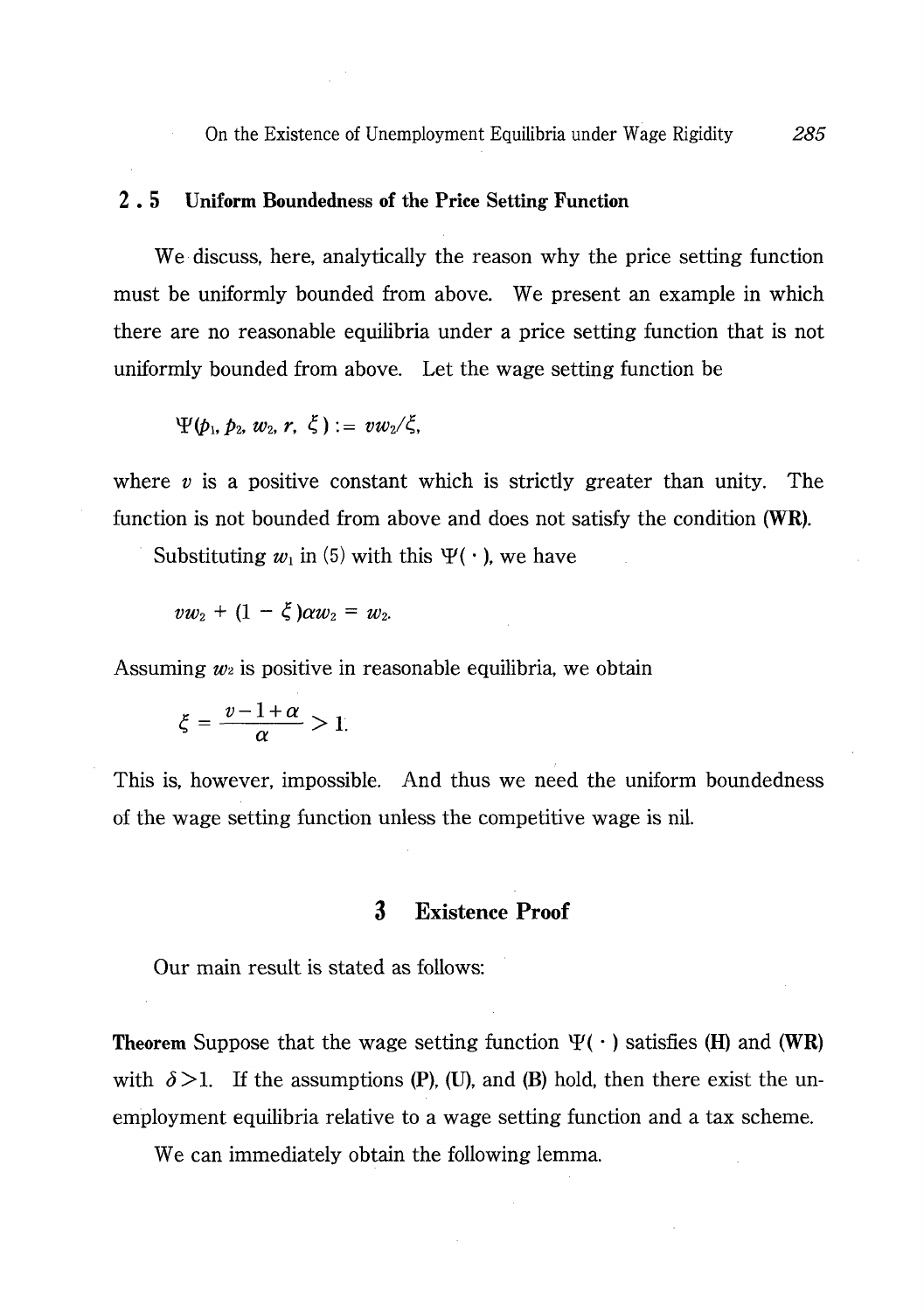## 2.5 Uniform Boundedness of the Price Setting Function

We discuss, here, analytically the reason why the price setting function must be uniformly bounded from above. We present an example in which there are no reasonable equilibria under a price setting function that is not uniformly bounded from above. Let the wage setting function be

$$\Psi(p_1, p_2, w_2, r, \xi) := vw_2/\xi,$$

where $v$ is a positive constant which is strictly greater than unity. The function is not bounded from above and does not satisfy the condition **(WR)**.

Substituting $w_1$ in (5) with this $\Psi(\cdot)$, we have

$$vw_2 + (1 - \xi)\alpha w_2 = w_2.$$

Assuming $w_2$ is positive in reasonable equilibria, we obtain

$$\xi = \frac{v - 1 + \alpha}{\alpha} > 1.$$

This is, however, impossible. And thus we need the uniform boundedness of the wage setting function unless the competitive wage is nil.

# 3 Existence Proof

Our main result is stated as follows:

**Theorem** Suppose that the wage setting function $\Psi(\cdot)$ satisfies **(H)** and **(WR)** with $\delta > 1$. If the assumptions **(P)**, **(U)**, and **(B)** hold, then there exist the unemployment equilibria relative to a wage setting function and a tax scheme.

We can immediately obtain the following lemma.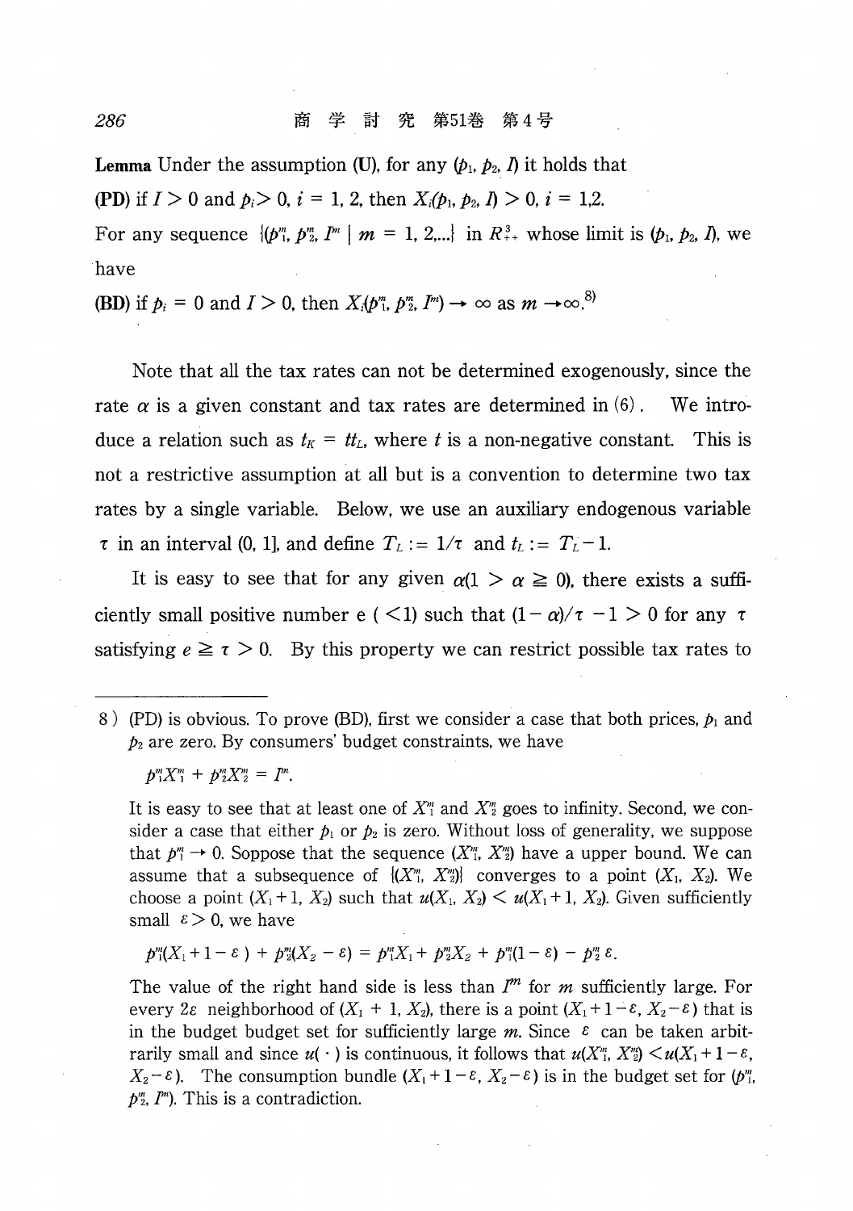**Lemma** Under the assumption (U), for any $(p_1, p_2, I)$ it holds that

**(PD)** if $I > 0$ and $p_i > 0$, $i = 1, 2$, then $X_i(p_1, p_2, I) > 0$, $i = 1,2$.

For any sequence $\{(p_1^m, p_2^m, I^m \mid m = 1, 2,...\}$ in $R^3_{++}$ whose limit is $(p_1, p_2, I)$, we have

**(BD)** if $p_i = 0$ and $I > 0$, then $X_i(p_1^m, p_2^m, I^m) \to \infty$ as $m \to \infty$.[8]

Note that all the tax rates can not be determined exogenously, since the rate $\alpha$ is a given constant and tax rates are determined in (6). We introduce a relation such as $t_K = tt_L$, where $t$ is a non-negative constant. This is not a restrictive assumption at all but is a convention to determine two tax rates by a single variable. Below, we use an auxiliary endogenous variable $\tau$ in an interval (0, 1], and define $T_L := 1/\tau$ and $t_L := T_L - 1$.

It is easy to see that for any given $\alpha(1 > \alpha \geqq 0)$, there exists a sufficiently small positive number e ( $<1$) such that $(1-\alpha)/\tau - 1 > 0$ for any $\tau$ satisfying $e \geqq \tau > 0$. By this property we can restrict possible tax rates to

---

8) (PD) is obvious. To prove (BD), first we consider a case that both prices, $p_1$ and $p_2$ are zero. By consumers' budget constraints, we have

$$p_1^m X_1^m + p_2^m X_2^m = I^m.$$

It is easy to see that at least one of $X_1^m$ and $X_2^m$ goes to infinity. Second, we consider a case that either $p_1$ or $p_2$ is zero. Without loss of generality, we suppose that $p_1^m \to 0$. Soppose that the sequence $(X_1^m, X_2^m)$ have a upper bound. We can assume that a subsequence of $\{(X_1^m, X_2^m)\}$ converges to a point $(X_1, X_2)$. We choose a point $(X_1 + 1, X_2)$ such that $u(X_1, X_2) < u(X_1 + 1, X_2)$. Given sufficiently small $\varepsilon > 0$, we have

$$p_1^m(X_1 + 1 - \varepsilon) + p_2^m(X_2 - \varepsilon) = p_1^m X_1 + p_2^m X_2 + p_1^m(1-\varepsilon) - p_2^m \varepsilon.$$

The value of the right hand side is less than $I^m$ for $m$ sufficiently large. For every $2\varepsilon$ neighborhood of $(X_1 + 1, X_2)$, there is a point $(X_1 + 1 - \varepsilon, X_2 - \varepsilon)$ that is in the budget budget set for sufficiently large $m$. Since $\varepsilon$ can be taken arbitrarily small and since $u(\cdot)$ is continuous, it follows that $u(X_1^m, X_2^m) < u(X_1 + 1 - \varepsilon, X_2 - \varepsilon)$. The consumption bundle $(X_1 + 1 - \varepsilon, X_2 - \varepsilon)$ is in the budget set for $(p_1^m, p_2^m, I^m)$. This is a contradiction.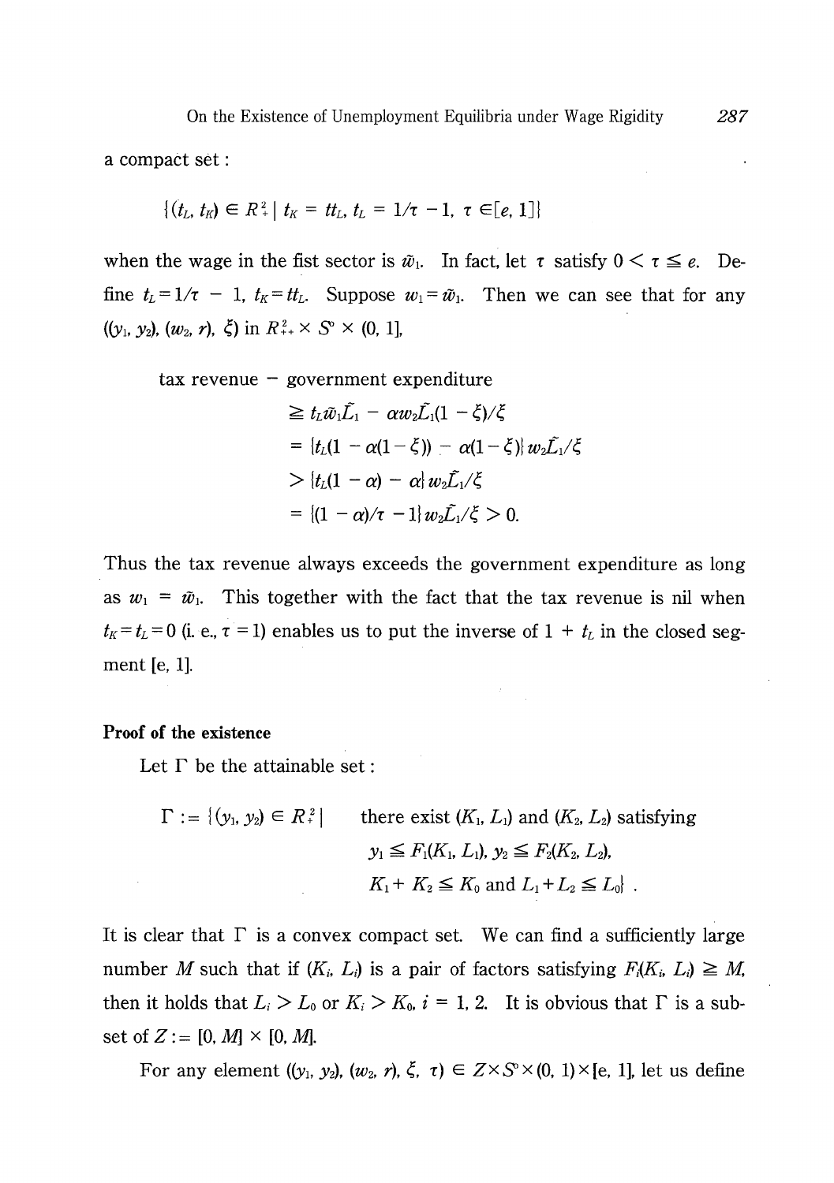a compact set :

$$\{(t_L, t_K) \in R_+^2 \mid t_K = tt_L,\ t_L = 1/\tau - 1,\ \tau \in [e, 1]\}$$

when the wage in the fist sector is $\tilde{w}_1$. In fact, let $\tau$ satisfy $0 < \tau \leqq e$. Define $t_L = 1/\tau - 1$, $t_K = tt_L$. Suppose $w_1 = \tilde{w}_1$. Then we can see that for any $((y_1, y_2), (w_2, r), \xi)$ in $R_{++}^2 \times S^0 \times (0, 1]$,

$$\begin{aligned}
\text{tax revenue} - \text{government expenditure} & \\
&\geqq t_L \tilde{w}_1 \tilde{L}_1 - \alpha w_2 \tilde{L}_1 (1 - \xi)/\xi \\
&= \{t_L(1 - \alpha(1 - \xi)) - \alpha(1 - \xi)\} w_2 \tilde{L}_1/\xi \\
&> \{t_L(1 - \alpha) - \alpha\} w_2 \tilde{L}_1/\xi \\
&= \{(1 - \alpha)/\tau - 1\} w_2 \tilde{L}_1/\xi > 0.
\end{aligned}$$

Thus the tax revenue always exceeds the government expenditure as long as $w_1 = \tilde{w}_1$. This together with the fact that the tax revenue is nil when $t_K = t_L = 0$ (i. e., $\tau = 1$) enables us to put the inverse of $1 + t_L$ in the closed segment $[e, 1]$.

**Proof of the existence**

Let $\Gamma$ be the attainable set :

$$\Gamma := \{(y_1, y_2) \in R_+^2 \mid \text{there exist } (K_1, L_1) \text{ and } (K_2, L_2) \text{ satisfying } y_1 \leqq F_1(K_1, L_1),\ y_2 \leqq F_2(K_2, L_2),\ K_1 + K_2 \leqq K_0 \text{ and } L_1 + L_2 \leqq L_0\}.$$

It is clear that $\Gamma$ is a convex compact set. We can find a sufficiently large number $M$ such that if $(K_i, L_i)$ is a pair of factors satisfying $F_i(K_i, L_i) \geqq M$, then it holds that $L_i > L_0$ or $K_i > K_0$, $i = 1, 2$. It is obvious that $\Gamma$ is a subset of $Z := [0, M] \times [0, M]$.

For any element $((y_1, y_2), (w_2, r), \xi, \tau) \in Z \times S^0 \times (0, 1) \times [e, 1]$, let us define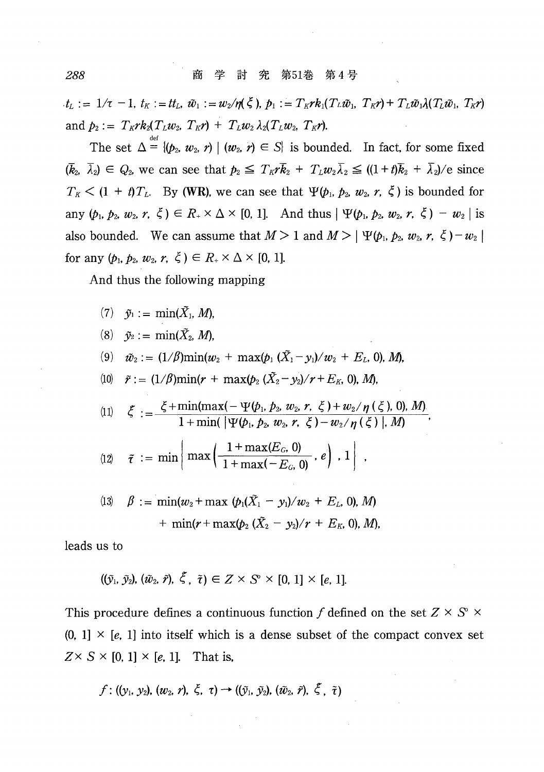$t_L := 1/\tau - 1$, $t_K := tt_L$, $\tilde{w}_1 := w_2/\eta(\xi)$, $p_1 := T_K r k_1(T_L\tilde{w}_1, T_K r) + T_L\tilde{w}_1\lambda(T_L\tilde{w}_1, T_K r)$ and $p_2 := T_K r k_2(T_L w_2, T_K r) + T_L w_2 \lambda_2(T_L w_2, T_K r)$.

The set $\Delta \overset{\text{def}}{=} \{(p_2, w_2, r) \mid (w_2, r) \in S\}$ is bounded. In fact, for some fixed $(\bar{k}_2, \bar{\lambda}_2) \in Q_2$, we can see that $p_2 \leqq T_K r\bar{k}_2 + T_L w_2\bar{\lambda}_2 \leqq ((1+t)\bar{k}_2 + \bar{\lambda}_2)/e$ since $T_K < (1+t)T_L$. By **(WR)**, we can see that $\Psi(p_1, p_2, w_2, r, \xi)$ is bounded for any $(p_1, p_2, w_2, r, \xi) \in R_+ \times \Delta \times [0, 1]$. And thus $| \Psi(p_1, p_2, w_2, r, \xi) - w_2 |$ is also bounded. We can assume that $M > 1$ and $M > | \Psi(p_1, p_2, w_2, r, \xi) - w_2 |$ for any $(p_1, p_2, w_2, r, \xi) \in R_+ \times \Delta \times [0, 1]$.

And thus the following mapping

(7) $\tilde{y}_1 := \min(\tilde{X}_1, M)$,

(8) $\tilde{y}_2 := \min(\tilde{X}_2, M)$,

(9) $\tilde{w}_2 := (1/\beta)\min(w_2 + \max(p_1(\tilde{X}_1 - y_1)/w_2 + E_L, 0), M)$,

(10) $\tilde{r} := (1/\beta)\min(r + \max(p_2(\tilde{X}_2 - y_2)/r + E_K, 0), M)$,

(11) $$\tilde{\xi} := \frac{\xi + \min(\max(-\Psi(p_1, p_2, w_2, r, \xi) + w_2/\eta(\xi), 0), M)}{1 + \min(|\Psi(p_1, p_2, w_2, r, \xi) - w_2/\eta(\xi)|, M)},$$

(12) $$\tilde{\tau} := \min\left\{\max\left(\frac{1+\max(E_G, 0)}{1+\max(-E_G, 0)}, e\right), 1\right\},$$

(13) $$\beta := \min(w_2 + \max(p_1(\tilde{X}_1 - y_1)/w_2 + E_L, 0), M) + \min(r + \max(p_2(\tilde{X}_2 - y_2)/r + E_K, 0), M),$$

leads us to

$$((\tilde{y}_1, \tilde{y}_2), (\tilde{w}_2, \tilde{r}), \tilde{\xi}, \tilde{\tau}) \in Z \times S^o \times [0, 1] \times [e, 1].$$

This procedure defines a continuous function $f$ defined on the set $Z \times S^o \times (0, 1] \times [e, 1]$ into itself which is a dense subset of the compact convex set $Z \times S \times [0, 1] \times [e, 1]$. That is,

$$f: ((y_1, y_2), (w_2, r), \xi, \tau) \rightarrow ((\tilde{y}_1, \tilde{y}_2), (\tilde{w}_2, \tilde{r}), \tilde{\xi}, \tilde{\tau})$$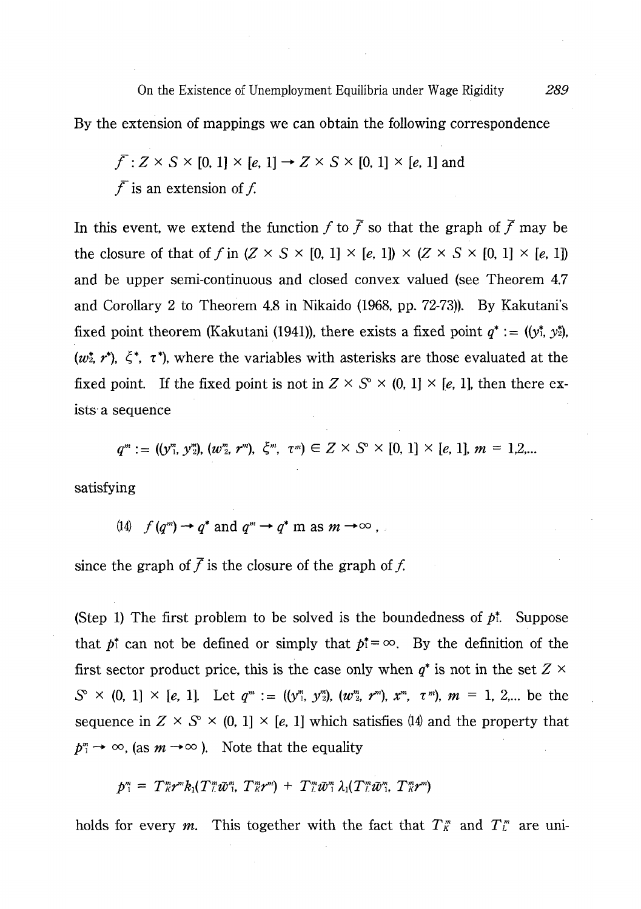By the extension of mappings we can obtain the following correspondence

$$\bar{f}: Z \times S \times [0, 1] \times [e, 1] \rightarrow Z \times S \times [0, 1] \times [e, 1] \text{ and}$$
$$\bar{f} \text{ is an extension of } f.$$

In this event, we extend the function $f$ to $\bar{f}$ so that the graph of $\bar{f}$ may be the closure of that of $f$ in $(Z \times S \times [0, 1] \times [e, 1]) \times (Z \times S \times [0, 1] \times [e, 1])$ and be upper semi-continuous and closed convex valued (see Theorem 4.7 and Corollary 2 to Theorem 4.8 in Nikaido (1968, pp. 72-73)). By Kakutani's fixed point theorem (Kakutani (1941)), there exists a fixed point $q^* := ((y_1^*, y_2^*), (w_2^*, r^*), \xi^*, \tau^*)$, where the variables with asterisks are those evaluated at the fixed point. If the fixed point is not in $Z \times S^\circ \times (0, 1] \times [e, 1]$, then there exists a sequence

$$q^m := ((y_1^m, y_2^m), (w_2^m, r^m), \xi^m, \tau^m) \in Z \times S^\circ \times [0, 1] \times [e, 1], \ m = 1,2,...$$

satisfying

$$(14) \quad f(q^m) \rightarrow q^* \text{ and } q^m \rightarrow q^* \text{ m as } m \rightarrow \infty,$$

since the graph of $\bar{f}$ is the closure of the graph of $f$.

(Step 1) The first problem to be solved is the boundedness of $p_1^*$. Suppose that $p_1^*$ can not be defined or simply that $p_1^* = \infty$. By the definition of the first sector product price, this is the case only when $q^*$ is not in the set $Z \times S^\circ \times (0, 1] \times [e, 1]$. Let $q^m := ((y_1^m, y_2^m), (w_2^m, r^m), x^m, \tau^m)$, $m = 1, 2,...$ be the sequence in $Z \times S^\circ \times (0, 1] \times [e, 1]$ which satisfies (14) and the property that $p_1^m \rightarrow \infty$, (as $m \rightarrow \infty$). Note that the equality

$$p_1^m = T_K^m r^m k_1(T_L^m \bar{w}_1^m, T_K^m r^m) + T_L^m \bar{w}_1^m \lambda_1(T_L^m \bar{w}_1^m, T_K^m r^m)$$

holds for every $m$. This together with the fact that $T_K^m$ and $T_L^m$ are uni-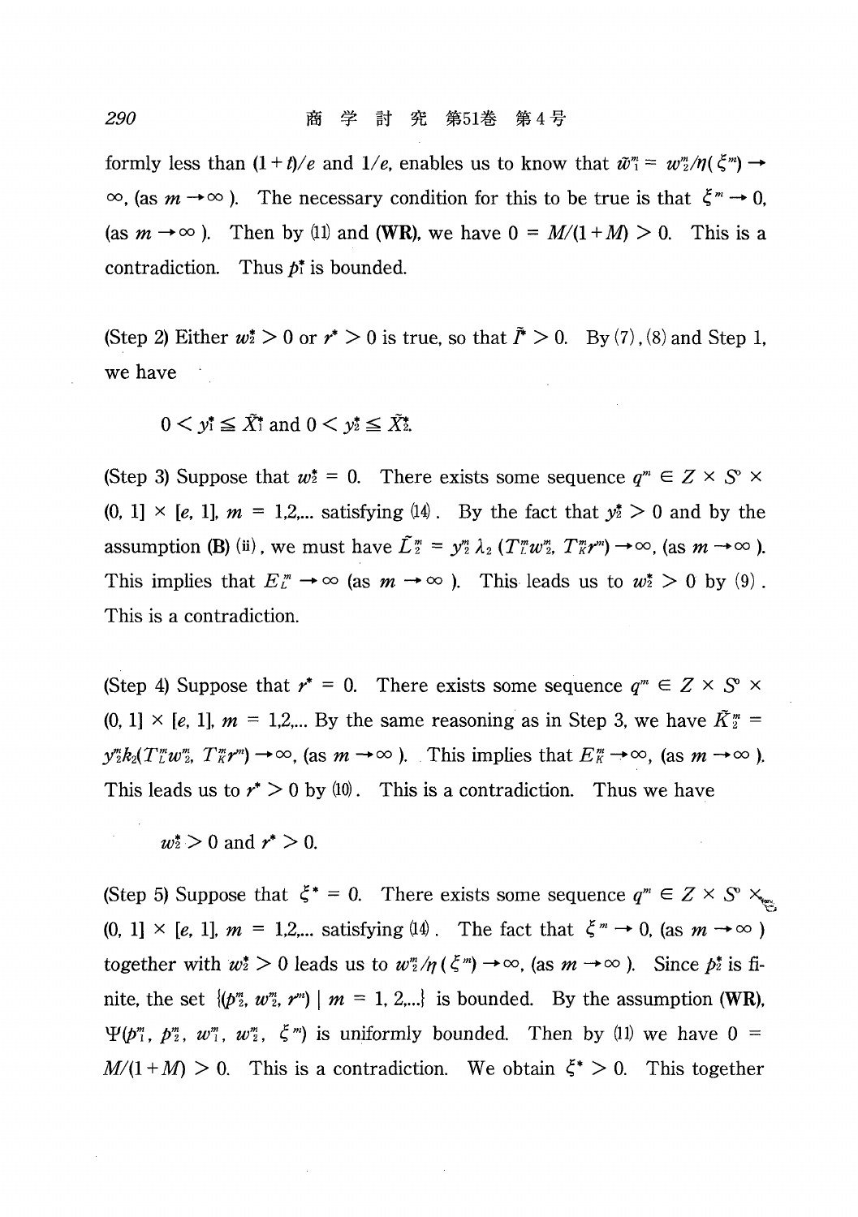formly less than $(1+t)/e$ and $1/e$, enables us to know that $\tilde{w}_1^m = w_2^m/\eta(\xi^m) \to \infty$, (as $m \to \infty$). The necessary condition for this to be true is that $\xi^m \to 0$, (as $m \to \infty$). Then by (11) and **(WR)**, we have $0 = M/(1+M) > 0$. This is a contradiction. Thus $p_1^*$ is bounded.

(Step 2) Either $w_2^* > 0$ or $r^* > 0$ is true, so that $\tilde{I}^* > 0$. By (7), (8) and Step 1, we have

$$0 < y_1^* \leqq \tilde{X}_1^* \text{ and } 0 < y_2^* \leqq \tilde{X}_2^*.$$

(Step 3) Suppose that $w_2^* = 0$. There exists some sequence $q^m \in Z \times S^0 \times (0, 1] \times [e, 1]$, $m = 1,2,...$ satisfying (14). By the fact that $y_2^* > 0$ and by the assumption **(B)** (ii), we must have $\tilde{L}_2^m = y_2^m \lambda_2 (T_L^m w_2^m, T_K^m r^m) \to \infty$, (as $m \to \infty$). This implies that $E_L^m \to \infty$ (as $m \to \infty$). This leads us to $w_2^* > 0$ by (9). This is a contradiction.

(Step 4) Suppose that $r^* = 0$. There exists some sequence $q^m \in Z \times S^0 \times (0, 1] \times [e, 1]$, $m = 1,2,...$ By the same reasoning as in Step 3, we have $\tilde{K}_2^m = y_2^m k_2(T_L^m w_2^m, T_K^m r^m) \to \infty$, (as $m \to \infty$). This implies that $E_K^m \to \infty$, (as $m \to \infty$). This leads us to $r^* > 0$ by (10). This is a contradiction. Thus we have

$$w_2^* > 0 \text{ and } r^* > 0.$$

(Step 5) Suppose that $\xi^* = 0$. There exists some sequence $q^m \in Z \times S^0 \times (0, 1] \times [e, 1]$, $m = 1,2,...$ satisfying (14). The fact that $\xi^m \to 0$, (as $m \to \infty$) together with $w_2^* > 0$ leads us to $w_2^m/\eta(\xi^m) \to \infty$, (as $m \to \infty$). Since $p_2^*$ is finite, the set $\{(p_2^m, w_2^m, r^m) \mid m = 1, 2,...\}$ is bounded. By the assumption **(WR)**, $\Psi(p_1^m, p_2^m, w_1^m, w_2^m, \xi^m)$ is uniformly bounded. Then by (11) we have $0 = M/(1+M) > 0$. This is a contradiction. We obtain $\xi^* > 0$. This together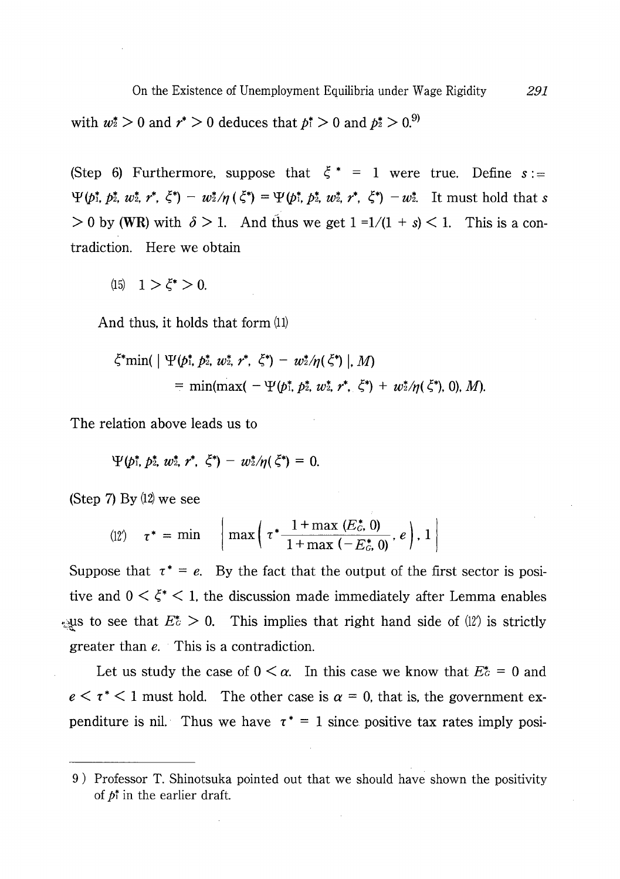with $w_2^* > 0$ and $r^* > 0$ deduces that $p_1^* > 0$ and $p_2^* > 0$.[9)]

(Step 6) Furthermore, suppose that $\xi^* = 1$ were true. Define $s := \Psi(p_1^*, p_2^*, w_2^*, r^*, \xi^*) - w_2^*/\eta(\xi^*) = \Psi(p_1^*, p_2^*, w_2^*, r^*, \xi^*) - w_2^*$. It must hold that $s > 0$ by **(WR)** with $\delta > 1$. And thus we get $1 = 1/(1+s) < 1$. This is a contradiction. Here we obtain

$$\text{(15)} \quad 1 > \xi^* > 0.$$

And thus, it holds that form (11)

$$\xi^* \min(\,|\,\Psi(p_1^*, p_2^*, w_2^*, r^*, \xi^*) - w_2^*/\eta(\xi^*)\,|, M)$$
$$= \min(\max(-\Psi(p_1^*, p_2^*, w_2^*, r^*, \xi^*) + w_2^*/\eta(\xi^*), 0), M).$$

The relation above leads us to

$$\Psi(p_1^*, p_2^*, w_2^*, r^*, \xi^*) - w_2^*/\eta(\xi^*) = 0.$$

(Step 7) By (12) we see

$$\text{(12')} \quad \tau^* = \min\left|\max\left(\tau^* \frac{1+\max(E_G^*, 0)}{1+\max(-E_G^*, 0)}, e\right), 1\right|$$

Suppose that $\tau^* = e$. By the fact that the output of the first sector is positive and $0 < \xi^* < 1$, the discussion made immediately after Lemma enables us to see that $E_G^* > 0$. This implies that right hand side of (12') is strictly greater than $e$. This is a contradiction.

Let us study the case of $0 < \alpha$. In this case we know that $E_G^* = 0$ and $e < \tau^* < 1$ must hold. The other case is $\alpha = 0$, that is, the government expenditure is nil. Thus we have $\tau^* = 1$ since positive tax rates imply posi-

9) Professor T. Shinotsuka pointed out that we should have shown the positivity of $p_1^*$ in the earlier draft.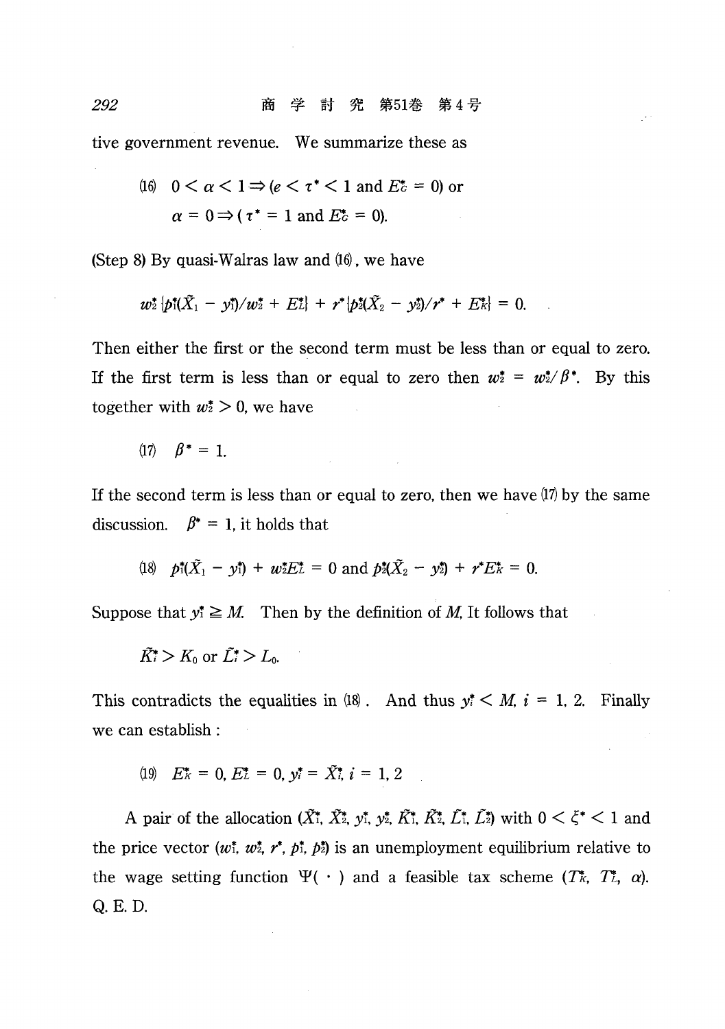tive government revenue. We summarize these as

$$(16)\quad 0 < \alpha < 1 \Rightarrow (e < \tau^* < 1 \text{ and } E_C^* = 0) \text{ or}$$
$$\alpha = 0 \Rightarrow (\tau^* = 1 \text{ and } E_C^* = 0).$$

(Step 8) By quasi-Walras law and (16), we have

$$w_2^* \{p_1^*(\tilde{X}_1 - y_1^*)/w_2^* + E_L^*\} + r^* \{p_2^*(\tilde{X}_2 - y_2^*)/r^* + E_K^*\} = 0.$$

Then either the first or the second term must be less than or equal to zero. If the first term is less than or equal to zero then $w_2^* = w_1^*/\beta^*$. By this together with $w_2^* > 0$, we have

$$(17)\quad \beta^* = 1.$$

If the second term is less than or equal to zero, then we have (17) by the same discussion. $\beta^* = 1$, it holds that

$$(18)\quad p_1^*(\tilde{X}_1 - y_1^*) + w_2^* E_L^* = 0 \text{ and } p_2^*(\tilde{X}_2 - y_2^*) + r^* E_K^* = 0.$$

Suppose that $y_i^* \geqq M$. Then by the definition of $M$, It follows that

$$\tilde{K}_i^* > K_0 \text{ or } \tilde{L}_i^* > L_0.$$

This contradicts the equalities in (18). And thus $y_i^* < M$, $i = 1, 2$. Finally we can establish :

$$(19)\quad E_K^* = 0,\ E_L^* = 0,\ y_i^* = \tilde{X}_i^*,\ i = 1, 2$$

A pair of the allocation $(\tilde{X}_1^*, \tilde{X}_2^*, y_1^*, y_2^*, \tilde{K}_1^*, \tilde{K}_2^*, \tilde{L}_1^*, \tilde{L}_2^*)$ with $0 < \xi^* < 1$ and the price vector $(w_1^*, w_2^*, r^*, p_1^*, p_2^*)$ is an unemployment equilibrium relative to the wage setting function $\Psi(\cdot)$ and a feasible tax scheme $(T_K^*, T_L^*, \alpha)$. Q. E. D.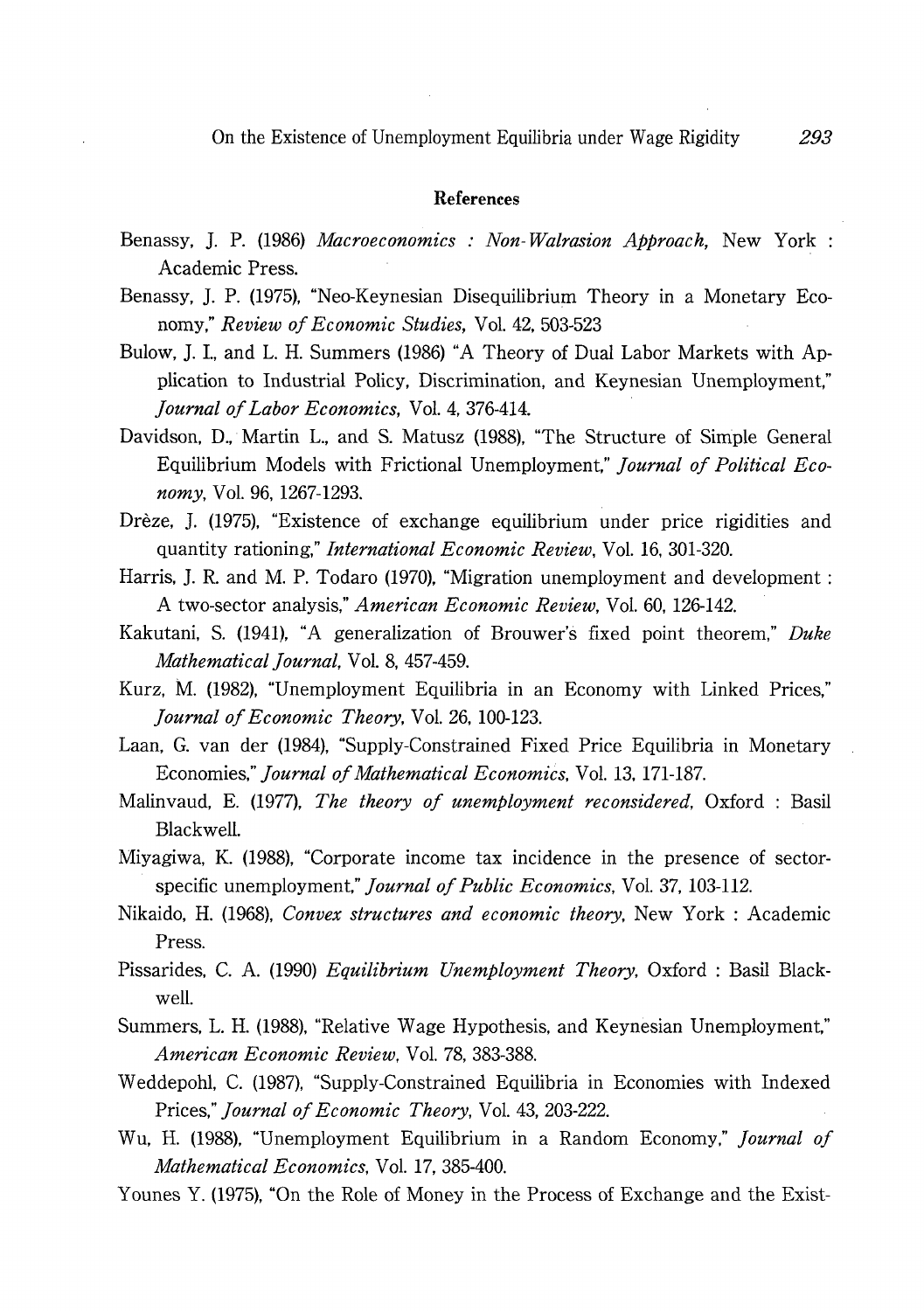## References

Benassy, J. P. (1986) *Macroeconomics : Non-Walrasion Approach,* New York : Academic Press.

Benassy, J. P. (1975), "Neo-Keynesian Disequilibrium Theory in a Monetary Economy," *Review of Economic Studies,* Vol. 42, 503-523

Bulow, J. I., and L. H. Summers (1986) "A Theory of Dual Labor Markets with Application to Industrial Policy, Discrimination, and Keynesian Unemployment," *Journal of Labor Economics,* Vol. 4, 376-414.

Davidson, D., Martin L., and S. Matusz (1988), "The Structure of Simple General Equilibrium Models with Frictional Unemployment," *Journal of Political Economy,* Vol. 96, 1267-1293.

Drèze, J. (1975), "Existence of exchange equilibrium under price rigidities and quantity rationing," *International Economic Review,* Vol. 16, 301-320.

Harris, J. R. and M. P. Todaro (1970), "Migration unemployment and development : A two-sector analysis," *American Economic Review,* Vol. 60, 126-142.

Kakutani, S. (1941), "A generalization of Brouwer's fixed point theorem," *Duke Mathematical Journal,* Vol. 8, 457-459.

Kurz, M. (1982), "Unemployment Equilibria in an Economy with Linked Prices," *Journal of Economic Theory,* Vol. 26, 100-123.

Laan, G. van der (1984), "Supply-Constrained Fixed Price Equilibria in Monetary Economies," *Journal of Mathematical Economics,* Vol. 13, 171-187.

Malinvaud, E. (1977), *The theory of unemployment reconsidered,* Oxford : Basil Blackwell.

Miyagiwa, K. (1988), "Corporate income tax incidence in the presence of sector-specific unemployment," *Journal of Public Economics,* Vol. 37, 103-112.

Nikaido, H. (1968), *Convex structures and economic theory,* New York : Academic Press.

Pissarides, C. A. (1990) *Equilibrium Unemployment Theory,* Oxford : Basil Blackwell.

Summers, L. H. (1988), "Relative Wage Hypothesis, and Keynesian Unemployment," *American Economic Review,* Vol. 78, 383-388.

Weddepohl, C. (1987), "Supply-Constrained Equilibria in Economies with Indexed Prices," *Journal of Economic Theory,* Vol. 43, 203-222.

Wu, H. (1988), "Unemployment Equilibrium in a Random Economy," *Journal of Mathematical Economics,* Vol. 17, 385-400.

Younes Y. (1975), "On the Role of Money in the Process of Exchange and the Exist-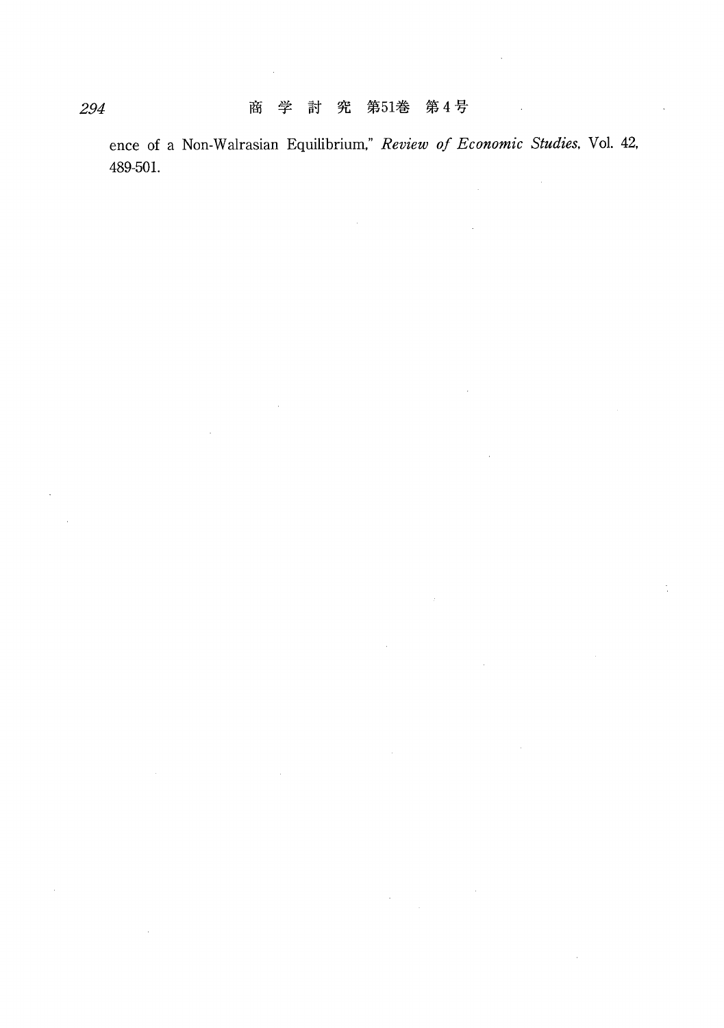ence of a Non-Walrasian Equilibrium," *Review of Economic Studies*, Vol. 42, 489-501.